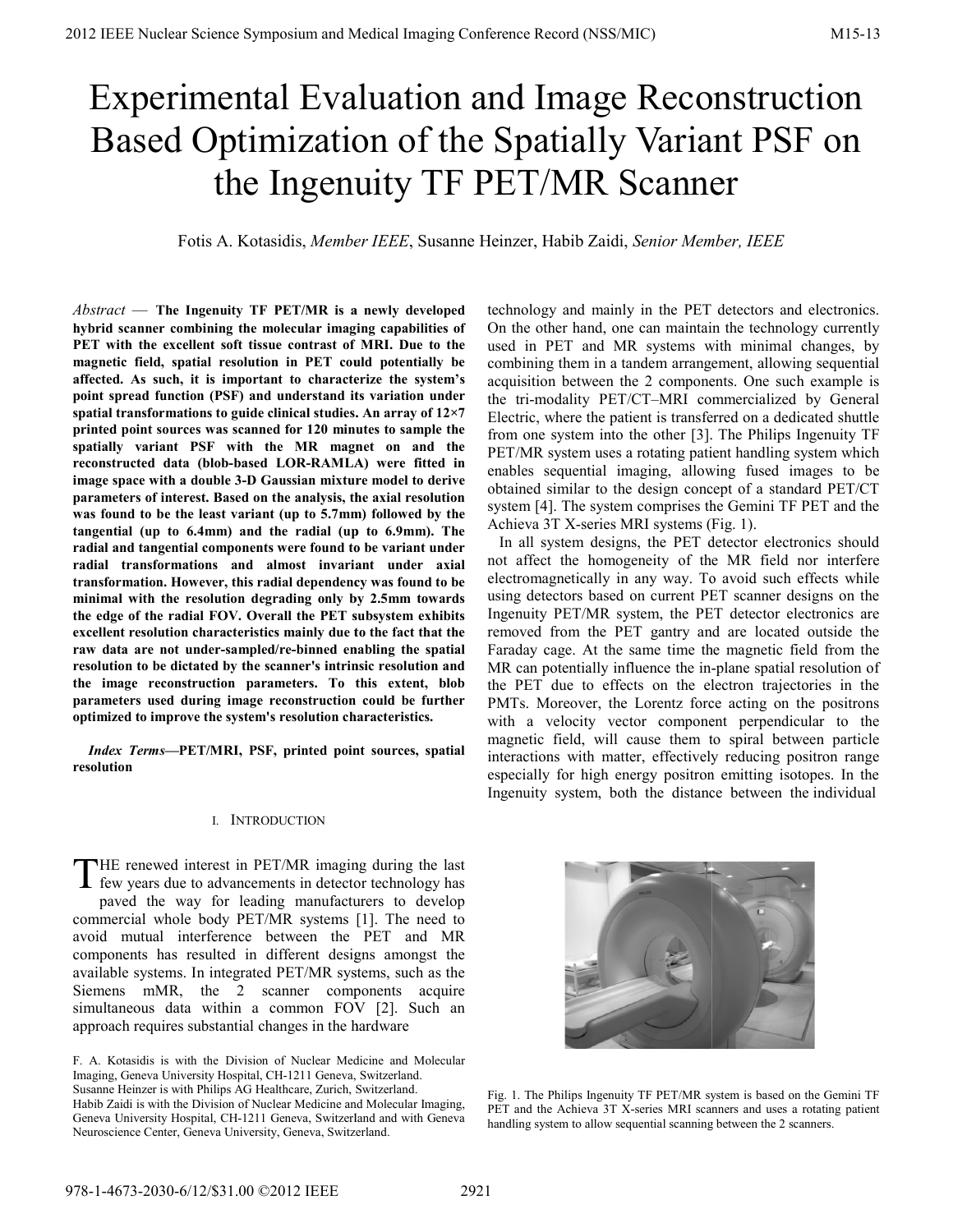# Experimental Evaluation and Image Reconstruction Based Optimization of the Spatially Variant PSF on the Ingenuity TF PET/MR Scanner

Fotis A. Kotasidis, *Member IEEE*, Susanne Heinzer, Habib Zaidi, *Senior Member, IEEE*

*Abstract* — **The Ingenuity TF PET/MR is a newly developed hybrid scanner combining the molecular imaging capabilities of PET with the excellent soft tissue contrast of MRI. Due to the magnetic field, spatial resolution in PET could potentially be affected. As such, it is important to characterize the system's point spread function (PSF) and understand its variation under spatial transformations to guide clinical studies. An array of 12×7 printed point sources was scanned for 120 minutes to sample the spatially variant PSF with the MR magnet on and the reconstructed data (blob-based LOR-RAMLA) were fitted in image space with a double 3-D Gaussian mixture model to derive parameters of interest. Based on the analysis, the axial resolution was found to be the least variant (up to 5.7mm) followed by the tangential (up to 6.4mm) and the radial (up to 6.9mm). The radial and tangential components were found to be variant under radial transformations and almost invariant under axial transformation. However, this radial dependency was found to be minimal with the resolution degrading only by 2.5mm towards the edge of the radial FOV. Overall the PET subsystem exhibits excellent resolution characteristics mainly due to the fact that the raw data are not under-sampled/re-binned enabling the spatial resolution to be dictated by the scanner's intrinsic resolution and the image reconstruction parameters. To this extent, blob parameters used during image reconstruction could be further optimized to improve the system's resolution characteristics.**

*Index Terms*—**PET/MRI, PSF, printed point sources, spatial resolution**

## I. Introduction

THE renewed interest in PET/MR imaging during the last few years due to advancements in detector technology has paved the way for leading manufacturers to develop commercial whole body PET/MR systems [1]. The need to avoid mutual interference between the PET and MR components has resulted in different designs amongst the available systems. In integrated PET/MR systems, such as the Siemens mMR, the 2 scanner components acquire simultaneous data within a common FOV [2]. Such an approach requires substantial changes in the hardware technology and mainly in the PET detectors and electronics. On the other hand, one can maintain the technology currently used in PET and MR systems with minimal changes, by combining them in a tandem arrangement, allowing sequential acquisition between the 2 components. One such example is the tri-modality PET/CT–MRI commercialized by General Electric, where the patient is transferred on a dedicated shuttle from one system into the other [3]. The Philips Ingenuity TF PET/MR system uses a rotating patient handling system which enables sequential imaging, allowing fused images to be obtained similar to the design concept of a standard PET/CT system [4]. The system comprises the Gemini TF PET and the Achieva 3T X-series MRI systems (Fig. 1).

In all system designs, the PET detector electronics should not affect the homogeneity of the MR field nor interfere electromagnetically in any way. To avoid such effects while using detectors based on current PET scanner designs on the Ingenuity PET/MR system, the PET detector electronics are removed from the PET gantry and are located outside the Faraday cage. At the same time the magnetic field from the MR can potentially influence the in-plane spatial resolution of the PET due to effects on the electron trajectories in the PMTs. Moreover, the Lorentz force acting on the positrons with a velocity vector component perpendicular to the magnetic field, will cause them to spiral between particle interactions with matter, effectively reducing positron range especially for high energy positron emitting isotopes. In the Ingenuity system, both the distance between the individual

Fig. 1. The Philips Ingenuity TF PET/MR system is based on the Gemini TF PET and the Achieva 3T X-series MRI scanners and uses a rotating patient handling system to allow sequential scanning between the 2 scanners.

F. A. Kotasidis is with the Division of Nuclear Medicine and Molecular Imaging, Geneva University Hospital, CH-1211 Geneva, Switzerland.
Susanne Heinzer is with Philips AG Healthcare, Zurich, Switzerland.
Habib Zaidi is with the Division of Nuclear Medicine and Molecular Imaging, Geneva University Hospital, CH-1211 Geneva, Switzerland and with Geneva Neuroscience Center, Geneva University, Geneva, Switzerland.

978-1-4673-2030-6/12/$31.00 ©2012 IEEE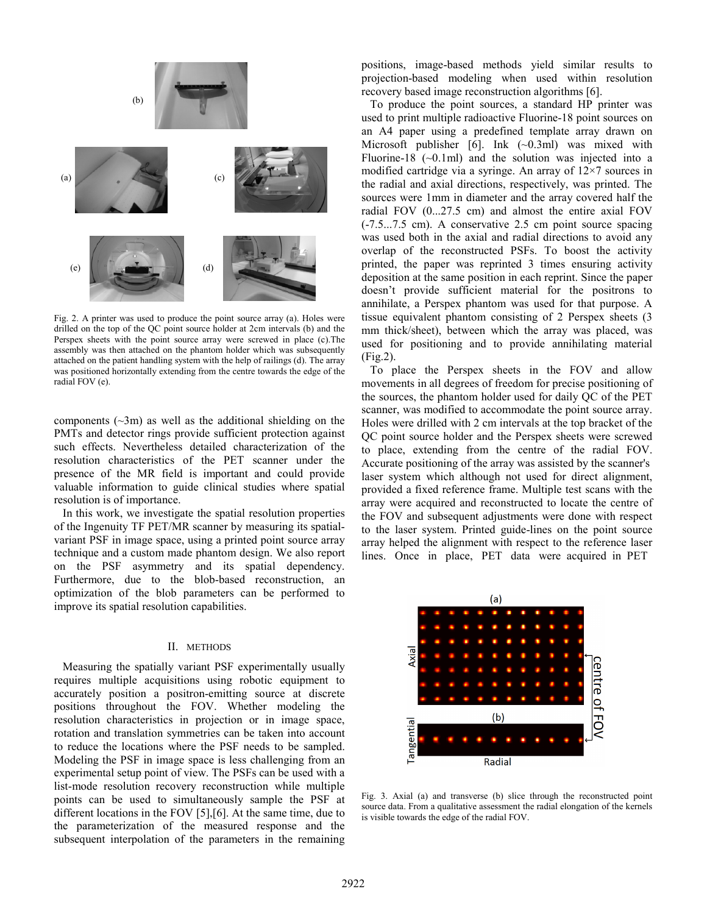(b)

(a)

(c)

(e)

(d)

Fig. 2. A printer was used to produce the point source array (a). Holes were drilled on the top of the QC point source holder at 2cm intervals (b) and the Perspex sheets with the point source array were screwed in place (c).The assembly was then attached on the phantom holder which was subsequently attached on the patient handling system with the help of railings (d). The array was positioned horizontally extending from the centre towards the edge of the radial FOV (e).

components (~3m) as well as the additional shielding on the PMTs and detector rings provide sufficient protection against such effects. Nevertheless detailed characterization of the resolution characteristics of the PET scanner under the presence of the MR field is important and could provide valuable information to guide clinical studies where spatial resolution is of importance.

In this work, we investigate the spatial resolution properties of the Ingenuity TF PET/MR scanner by measuring its spatial-variant PSF in image space, using a printed point source array technique and a custom made phantom design. We also report on the PSF asymmetry and its spatial dependency. Furthermore, due to the blob-based reconstruction, an optimization of the blob parameters can be performed to improve its spatial resolution capabilities.

## II. Methods

Measuring the spatially variant PSF experimentally usually requires multiple acquisitions using robotic equipment to accurately position a positron-emitting source at discrete positions throughout the FOV. Whether modeling the resolution characteristics in projection or in image space, rotation and translation symmetries can be taken into account to reduce the locations where the PSF needs to be sampled. Modeling the PSF in image space is less challenging from an experimental setup point of view. The PSFs can be used with a list-mode resolution recovery reconstruction while multiple points can be used to simultaneously sample the PSF at different locations in the FOV [5],[6]. At the same time, due to the parameterization of the measured response and the subsequent interpolation of the parameters in the remaining positions, image-based methods yield similar results to projection-based modeling when used within resolution recovery based image reconstruction algorithms [6].

To produce the point sources, a standard HP printer was used to print multiple radioactive Fluorine-18 point sources on an A4 paper using a predefined template array drawn on Microsoft publisher [6]. Ink (~0.3ml) was mixed with Fluorine-18 (~0.1ml) and the solution was injected into a modified cartridge via a syringe. An array of 12×7 sources in the radial and axial directions, respectively, was printed. The sources were 1mm in diameter and the array covered half the radial FOV (0...27.5 cm) and almost the entire axial FOV (-7.5...7.5 cm). A conservative 2.5 cm point source spacing was used both in the axial and radial directions to avoid any overlap of the reconstructed PSFs. To boost the activity printed, the paper was reprinted 3 times ensuring activity deposition at the same position in each reprint. Since the paper doesn't provide sufficient material for the positrons to annihilate, a Perspex phantom was used for that purpose. A tissue equivalent phantom consisting of 2 Perspex sheets (3 mm thick/sheet), between which the array was placed, was used for positioning and to provide annihilating material (Fig.2).

To place the Perspex sheets in the FOV and allow movements in all degrees of freedom for precise positioning of the sources, the phantom holder used for daily QC of the PET scanner, was modified to accommodate the point source array. Holes were drilled with 2 cm intervals at the top bracket of the QC point source holder and the Perspex sheets were screwed to place, extending from the centre of the radial FOV. Accurate positioning of the array was assisted by the scanner's laser system which although not used for direct alignment, provided a fixed reference frame. Multiple test scans with the array were acquired and reconstructed to locate the centre of the FOV and subsequent adjustments were done with respect to the laser system. Printed guide-lines on the point source array helped the alignment with respect to the reference laser lines. Once in place, PET data were acquired in PET

(a)

Axial

centre of FOV

(b)

Tangential

Radial

Fig. 3. Axial (a) and transverse (b) slice through the reconstructed point source data. From a qualitative assessment the radial elongation of the kernels is visible towards the edge of the radial FOV.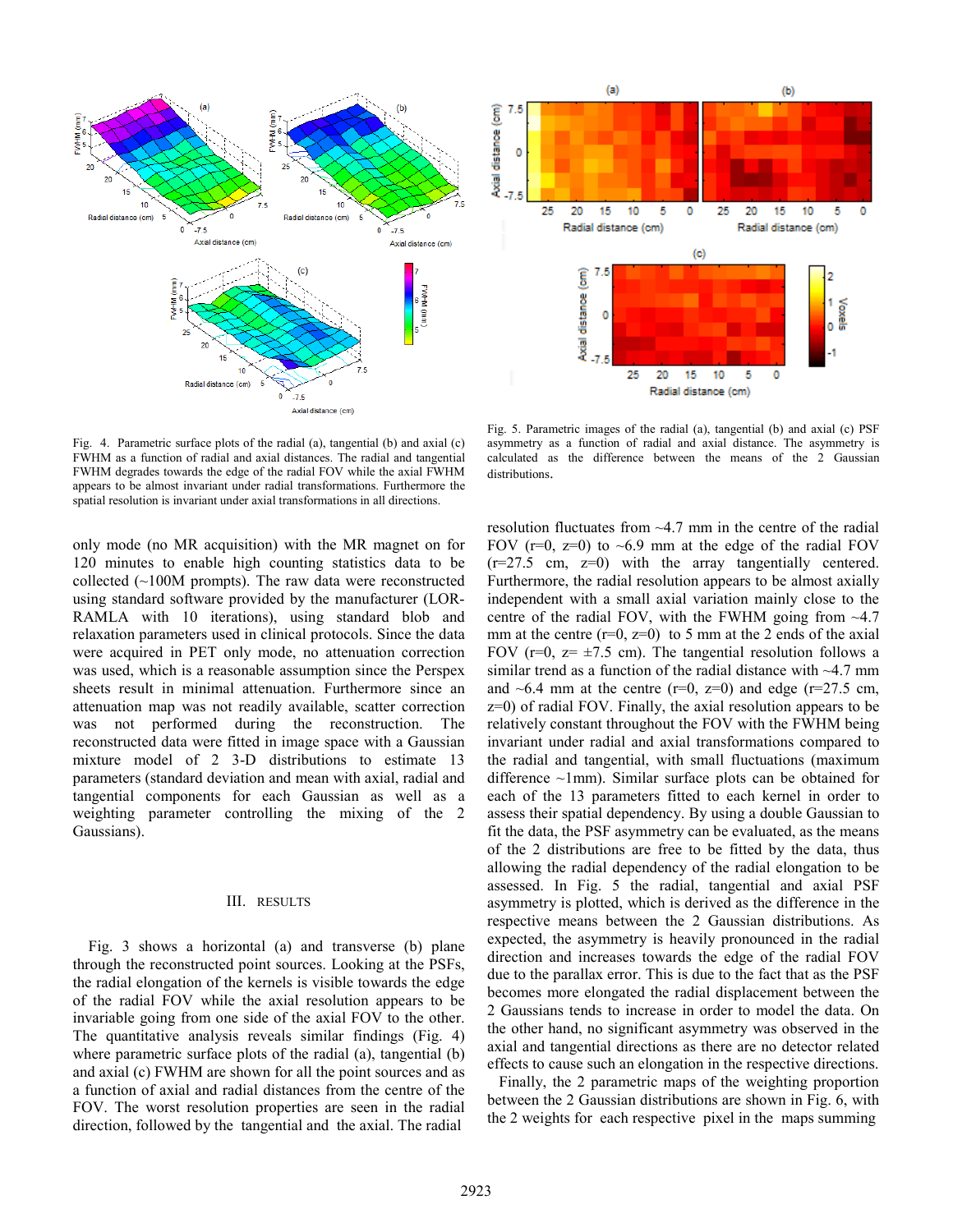Fig. 4. Parametric surface plots of the radial (a), tangential (b) and axial (c) FWHM as a function of radial and axial distances. The radial and tangential FWHM degrades towards the edge of the radial FOV while the axial FWHM appears to be almost invariant under radial transformations. Furthermore the spatial resolution is invariant under axial transformations in all directions.

Fig. 5. Parametric images of the radial (a), tangential (b) and axial (c) PSF asymmetry as a function of radial and axial distance. The asymmetry is calculated as the difference between the means of the 2 Gaussian distributions.

only mode (no MR acquisition) with the MR magnet on for 120 minutes to enable high counting statistics data to be collected (~100M prompts). The raw data were reconstructed using standard software provided by the manufacturer (LOR-RAMLA with 10 iterations), using standard blob and relaxation parameters used in clinical protocols. Since the data were acquired in PET only mode, no attenuation correction was used, which is a reasonable assumption since the Perspex sheets result in minimal attenuation. Furthermore since an attenuation map was not readily available, scatter correction was not performed during the reconstruction. The reconstructed data were fitted in image space with a Gaussian mixture model of 2 3-D distributions to estimate 13 parameters (standard deviation and mean with axial, radial and tangential components for each Gaussian as well as a weighting parameter controlling the mixing of the 2 Gaussians).

## III. Results

Fig. 3 shows a horizontal (a) and transverse (b) plane through the reconstructed point sources. Looking at the PSFs, the radial elongation of the kernels is visible towards the edge of the radial FOV while the axial resolution appears to be invariant going from one side of the axial FOV to the other. The quantitative analysis reveals similar findings (Fig. 4) where parametric surface plots of the radial (a), tangential (b) and axial (c) FWHM are shown for all the point sources and as a function of axial and radial distances from the centre of the FOV. The worst resolution properties are seen in the radial direction, followed by the tangential and the axial. The radial resolution fluctuates from ~4.7 mm in the centre of the radial FOV (r=0, z=0) to ~6.9 mm at the edge of the radial FOV (r=27.5 cm, z=0) with the array tangentially centered. Furthermore, the radial resolution appears to be almost axially independent with a small axial variation mainly close to the centre of the radial FOV, with the FWHM going from ~4.7 mm at the centre (r=0, z=0) to 5 mm at the 2 ends of the axial FOV (r=0, z= ±7.5 cm). The tangential resolution follows a similar trend as a function of the radial distance with ~4.7 mm and ~6.4 mm at the centre (r=0, z=0) and edge (r=27.5 cm, z=0) of radial FOV. Finally, the axial resolution appears to be relatively constant throughout the FOV with the FWHM being invariant under radial and axial transformations compared to the radial and tangential, with small fluctuations (maximum difference ~1mm). Similar surface plots can be obtained for each of the 13 parameters fitted to each kernel in order to assess their spatial dependency. By using a double Gaussian to fit the data, the PSF asymmetry can be evaluated, as the means of the 2 distributions are free to be fitted by the data, thus allowing the radial dependency of the radial elongation to be assessed. In Fig. 5 the radial, tangential and axial PSF asymmetry is plotted, which is derived as the difference in the respective means between the 2 Gaussian distributions. As expected, the asymmetry is heavily pronounced in the radial direction and increases towards the edge of the radial FOV due to the parallax error. This is due to the fact that as the PSF becomes more elongated the radial displacement between the 2 Gaussians tends to increase in order to model the data. On the other hand, no significant asymmetry was observed in the axial and tangential directions as there are no detector related effects to cause such an elongation in the respective directions.

Finally, the 2 parametric maps of the weighting proportion between the 2 Gaussian distributions are shown in Fig. 6, with the 2 weights for each respective pixel in the maps summing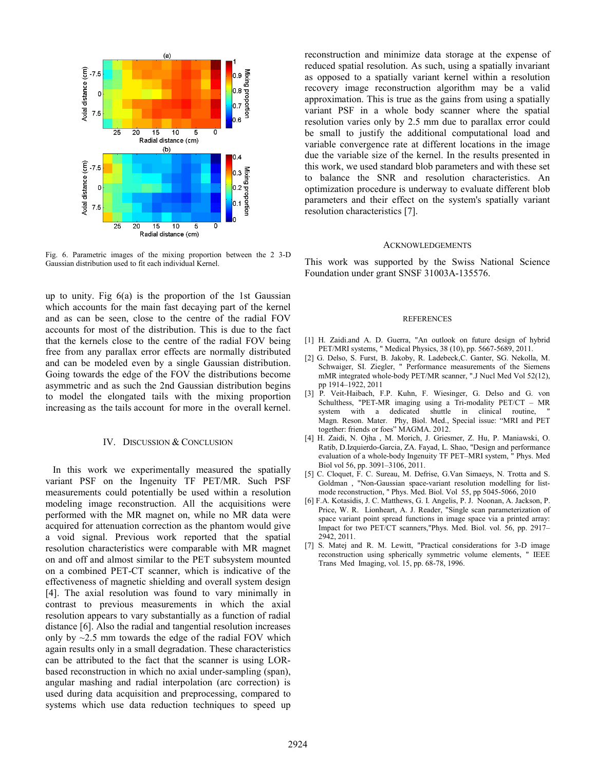(a)

Axial distance (cm)

-7.5

0

7.5

25 20 15 10 5 0

Radial distance (cm)

1

0.9

0.8

0.7

0.6

Mixing proportion

(b)

Axial distance (cm)

-7.5

0

7.5

25 20 15 10 5 0

Radial distance (cm)

0.4

0.3

0.2

0.1

0

Mixing proportion

Fig. 6. Parametric images of the mixing proportion between the 2 3-D Gaussian distribution used to fit each individual Kernel.

up to unity. Fig 6(a) is the proportion of the 1st Gaussian which accounts for the main fast decaying part of the kernel and as can be seen, close to the centre of the radial FOV accounts for most of the distribution. This is due to the fact that the kernels close to the centre of the radial FOV being free from any parallax error effects are normally distributed and can be modeled even by a single Gaussian distribution. Going towards the edge of the FOV the distributions become asymmetric and as such the 2nd Gaussian distribution begins to model the elongated tails with the mixing proportion increasing as the tails account for more in the overall kernel.

## IV. Discussion & Conclusion

In this work we experimentally measured the spatially variant PSF on the Ingenuity TF PET/MR. Such PSF measurements could potentially be used within a resolution modeling image reconstruction. All the acquisitions were performed with the MR magnet on, while no MR data were acquired for attenuation correction as the phantom would give a void signal. Previous work reported that the spatial resolution characteristics were comparable with MR magnet on and off and almost similar to the PET subsystem mounted on a combined PET-CT scanner, which is indicative of the effectiveness of magnetic shielding and overall system design [4]. The axial resolution was found to vary minimally in contrast to previous measurements in which the axial resolution appears to vary substantially as a function of radial distance [6]. Also the radial and tangential resolution increases only by ~2.5 mm towards the edge of the radial FOV which again results only in a small degradation. These characteristics can be attributed to the fact that the scanner is using LOR-based reconstruction in which no axial under-sampling (span), angular mashing and radial interpolation (arc correction) is used during data acquisition and preprocessing, compared to systems which use data reduction techniques to speed up reconstruction and minimize data storage at the expense of reduced spatial resolution. As such, using a spatially invariant as opposed to a spatially variant kernel within a resolution recovery image reconstruction algorithm may be a valid approximation. This is true as the gains from using a spatially variant PSF in a whole body scanner where the spatial resolution varies only by 2.5 mm due to parallax error could be small to justify the additional computational load and variable convergence rate at different locations in the image due the variable size of the kernel. In the results presented in this work, we used standard blob parameters and with these set to balance the SNR and resolution characteristics. An optimization procedure is underway to evaluate different blob parameters and their effect on the system's spatially variant resolution characteristics [7].

## Acknowledgements

This work was supported by the Swiss National Science Foundation under grant SNSF 31003A-135576.

## References

[1] H. Zaidi.and A. D. Guerra, "An outlook on future design of hybrid PET/MRI systems, " Medical Physics, 38 (10), pp. 5667-5689, 2011.

[2] G. Delso, S. Furst, B. Jakoby, R. Ladebeck,C. Ganter, SG. Nekolla, M. Schwaiger, SI. Ziegler, " Performance measurements of the Siemens mMR integrated whole-body PET/MR scanner, ".J Nucl Med Vol 52(12), pp 1914–1922, 2011

[3] P. Veit-Haibach, F.P. Kuhn, F. Wiesinger, G. Delso and G. von Schulthess, "PET-MR imaging using a Tri-modality PET/CT – MR system with a dedicated shuttle in clinical routine, " Magn. Reson. Mater. Phy, Biol. Med., Special issue: "MRI and PET together: friends or foes" MAGMA. 2012.

[4] H. Zaidi, N. Ojha , M. Morich, J. Griesmer, Z. Hu, P. Maniawski, O. Ratib, D.Izquierdo-Garcia, ZA. Fayad, L. Shao, "Design and performance evaluation of a whole-body Ingenuity TF PET–MRI system, " Phys. Med Biol vol 56, pp. 3091–3106, 2011.

[5] C. Cloquet, F. C. Sureau, M. Defrise, G.Van Simaeys, N. Trotta and S. Goldman , "Non-Gaussian space-variant resolution modelling for list-mode reconstruction, " Phys. Med. Biol. Vol 55, pp 5045-5066, 2010

[6] F.A. Kotasidis, J. C. Matthews, G. I. Angelis, P. J. Noonan, A. Jackson, P. Price, W. R. Lionheart, A. J. Reader, "Single scan parameterization of space variant point spread functions in image space via a printed array: Impact for two PET/CT scanners,"Phys. Med. Biol. vol. 56, pp. 2917–2942, 2011.

[7] S. Matej and R. M. Lewitt, "Practical considerations for 3-D image reconstruction using spherically symmetric volume elements, " IEEE Trans Med Imaging, vol. 15, pp. 68-78, 1996.